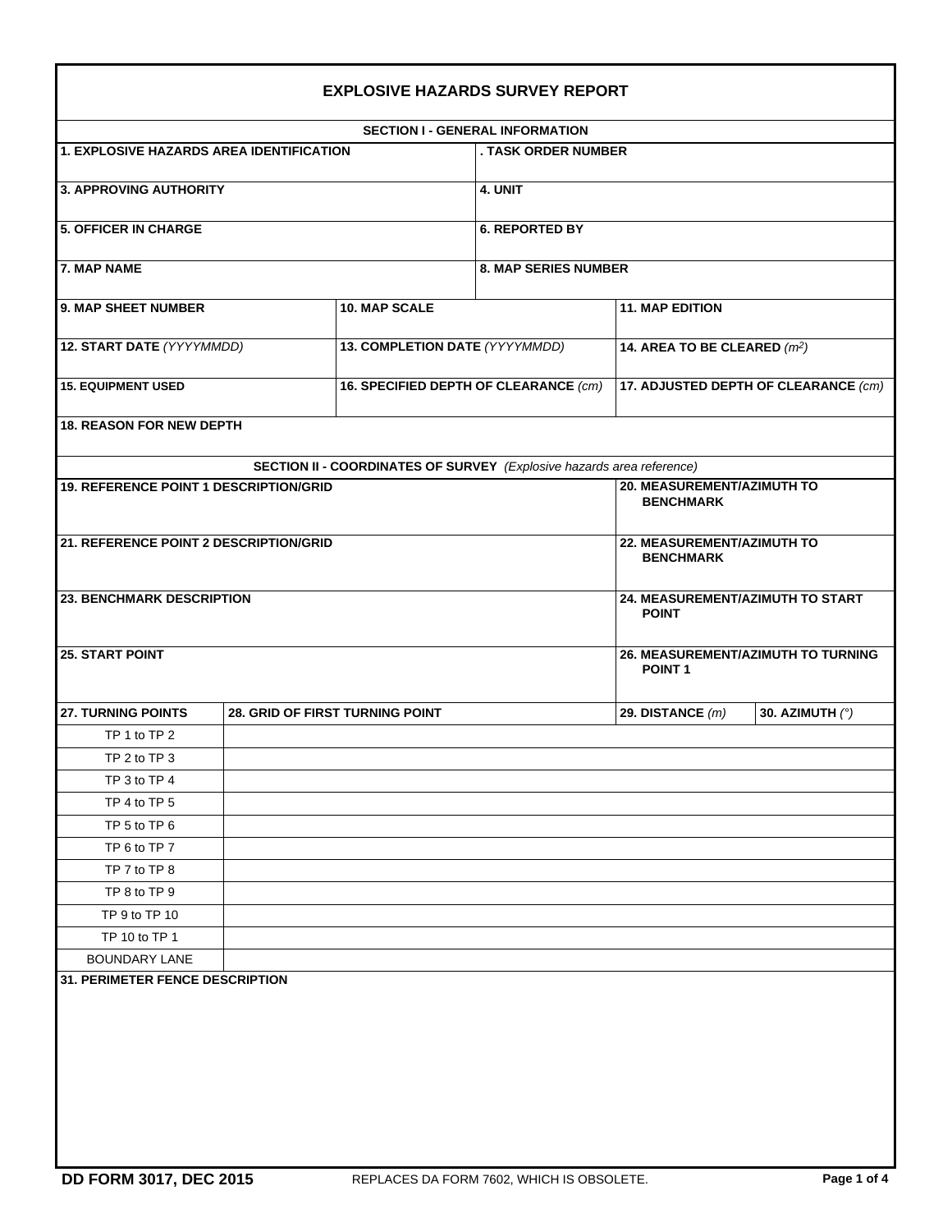# EXPLOSIVE HAZARDS SURVEY REPORT

## SECTION I - GENERAL INFORMATION

| | |
|---|---|
| **1. EXPLOSIVE HAZARDS AREA IDENTIFICATION** | **. TASK ORDER NUMBER** |
| **3. APPROVING AUTHORITY** | **4. UNIT** |
| **5. OFFICER IN CHARGE** | **6. REPORTED BY** |
| **7. MAP NAME** | **8. MAP SERIES NUMBER** |

| | | |
|---|---|---|
| **9. MAP SHEET NUMBER** | **10. MAP SCALE** | **11. MAP EDITION** |
| **12. START DATE** *(YYYYMMDD)* | **13. COMPLETION DATE** *(YYYYMMDD)* | **14. AREA TO BE CLEARED** *($m^2$)* |
| **15. EQUIPMENT USED** | **16. SPECIFIED DEPTH OF CLEARANCE** *(cm)* | **17. ADJUSTED DEPTH OF CLEARANCE** *(cm)* |

**18. REASON FOR NEW DEPTH**

## SECTION II - COORDINATES OF SURVEY *(Explosive hazards area reference)*

| | |
|---|---|
| **19. REFERENCE POINT 1 DESCRIPTION/GRID** | **20. MEASUREMENT/AZIMUTH TO BENCHMARK** |
| **21. REFERENCE POINT 2 DESCRIPTION/GRID** | **22. MEASUREMENT/AZIMUTH TO BENCHMARK** |
| **23. BENCHMARK DESCRIPTION** | **24. MEASUREMENT/AZIMUTH TO START POINT** |
| **25. START POINT** | **26. MEASUREMENT/AZIMUTH TO TURNING POINT 1** |

| **27. TURNING POINTS** | **28. GRID OF FIRST TURNING POINT** | **29. DISTANCE** *(m)* | **30. AZIMUTH** *(°)* |
|---|---|---|---|
| TP 1 to TP 2 | | | |
| TP 2 to TP 3 | | | |
| TP 3 to TP 4 | | | |
| TP 4 to TP 5 | | | |
| TP 5 to TP 6 | | | |
| TP 6 to TP 7 | | | |
| TP 7 to TP 8 | | | |
| TP 8 to TP 9 | | | |
| TP 9 to TP 10 | | | |
| TP 10 to TP 1 | | | |
| BOUNDARY LANE | | | |

**31. PERIMETER FENCE DESCRIPTION**

**DD FORM 3017, DEC 2015** REPLACES DA FORM 7602, WHICH IS OBSOLETE.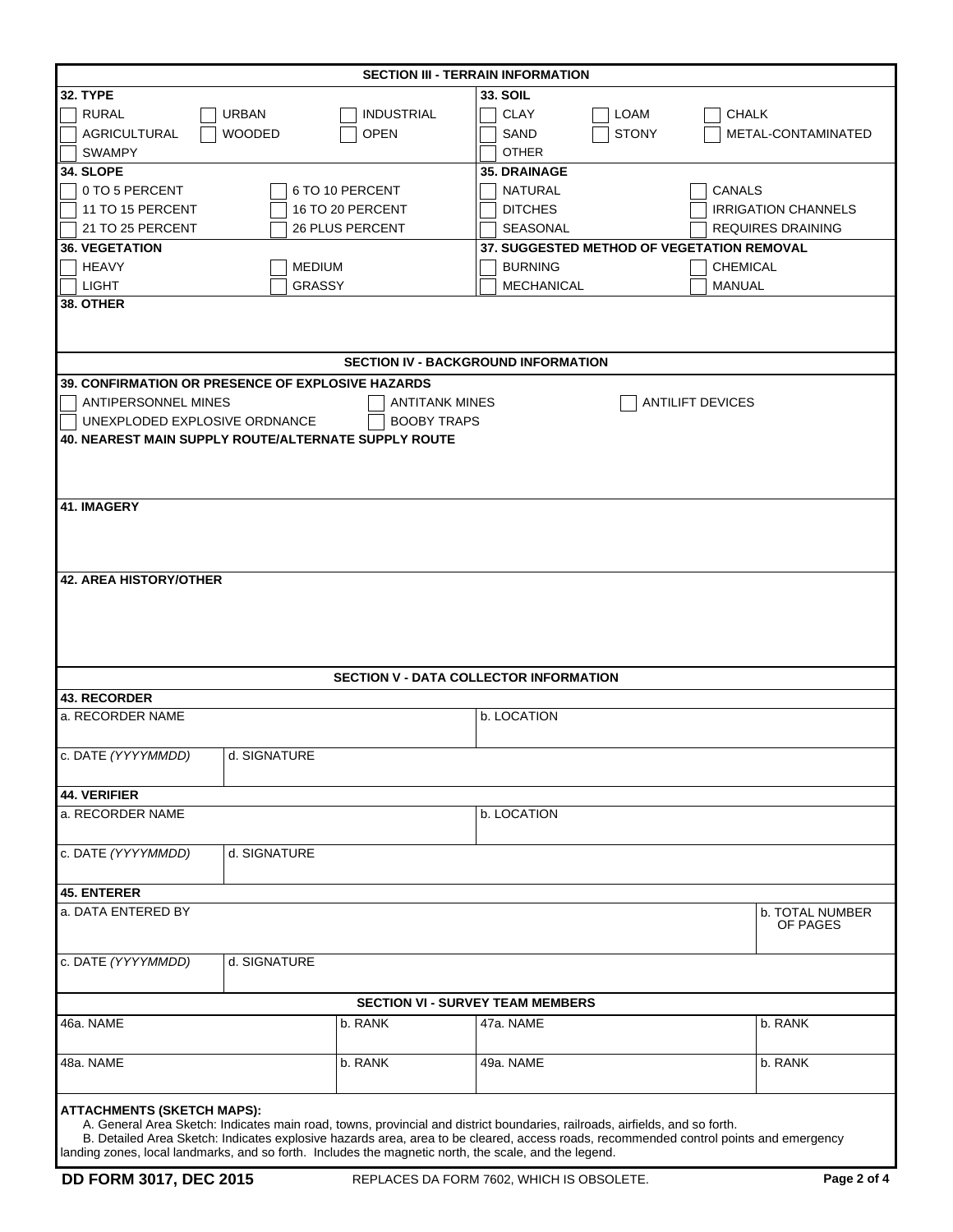## SECTION III - TERRAIN INFORMATION

**32. TYPE**

- [ ] RURAL
- [ ] URBAN
- [ ] INDUSTRIAL
- [ ] AGRICULTURAL
- [ ] WOODED
- [ ] OPEN
- [ ] SWAMPY

**33. SOIL**

- [ ] CLAY
- [ ] LOAM
- [ ] CHALK
- [ ] SAND
- [ ] STONY
- [ ] METAL-CONTAMINATED
- [ ] OTHER

**34. SLOPE**

- [ ] 0 TO 5 PERCENT
- [ ] 6 TO 10 PERCENT
- [ ] 11 TO 15 PERCENT
- [ ] 16 TO 20 PERCENT
- [ ] 21 TO 25 PERCENT
- [ ] 26 PLUS PERCENT

**35. DRAINAGE**

- [ ] NATURAL
- [ ] CANALS
- [ ] DITCHES
- [ ] IRRIGATION CHANNELS
- [ ] SEASONAL
- [ ] REQUIRES DRAINING

**36. VEGETATION**

- [ ] HEAVY
- [ ] MEDIUM
- [ ] LIGHT
- [ ] GRASSY

**37. SUGGESTED METHOD OF VEGETATION REMOVAL**

- [ ] BURNING
- [ ] CHEMICAL
- [ ] MECHANICAL
- [ ] MANUAL

**38. OTHER**

## SECTION IV - BACKGROUND INFORMATION

**39. CONFIRMATION OR PRESENCE OF EXPLOSIVE HAZARDS**

- [ ] ANTIPERSONNEL MINES
- [ ] ANTITANK MINES
- [ ] ANTILIFT DEVICES
- [ ] UNEXPLODED EXPLOSIVE ORDNANCE
- [ ] BOOBY TRAPS

**40. NEAREST MAIN SUPPLY ROUTE/ALTERNATE SUPPLY ROUTE**

**41. IMAGERY**

**42. AREA HISTORY/OTHER**

## SECTION V - DATA COLLECTOR INFORMATION

**43. RECORDER**

| a. RECORDER NAME | | b. LOCATION |
|---|---|---|
| c. DATE *(YYYYMMDD)* | d. SIGNATURE | |

**44. VERIFIER**

| a. RECORDER NAME | | b. LOCATION |
|---|---|---|
| c. DATE *(YYYYMMDD)* | d. SIGNATURE | |

**45. ENTERER**

| a. DATA ENTERED BY | | b. TOTAL NUMBER OF PAGES |
|---|---|---|
| c. DATE *(YYYYMMDD)* | d. SIGNATURE | |

## SECTION VI - SURVEY TEAM MEMBERS

| 46a. NAME | b. RANK | 47a. NAME | b. RANK |
|---|---|---|---|
| 48a. NAME | b. RANK | 49a. NAME | b. RANK |

**ATTACHMENTS (SKETCH MAPS):**

A. General Area Sketch: Indicates main road, towns, provincial and district boundaries, railroads, airfields, and so forth.

B. Detailed Area Sketch: Indicates explosive hazards area, area to be cleared, access roads, recommended control points and emergency landing zones, local landmarks, and so forth. Includes the magnetic north, the scale, and the legend.

**DD FORM 3017, DEC 2015** REPLACES DA FORM 7602, WHICH IS OBSOLETE.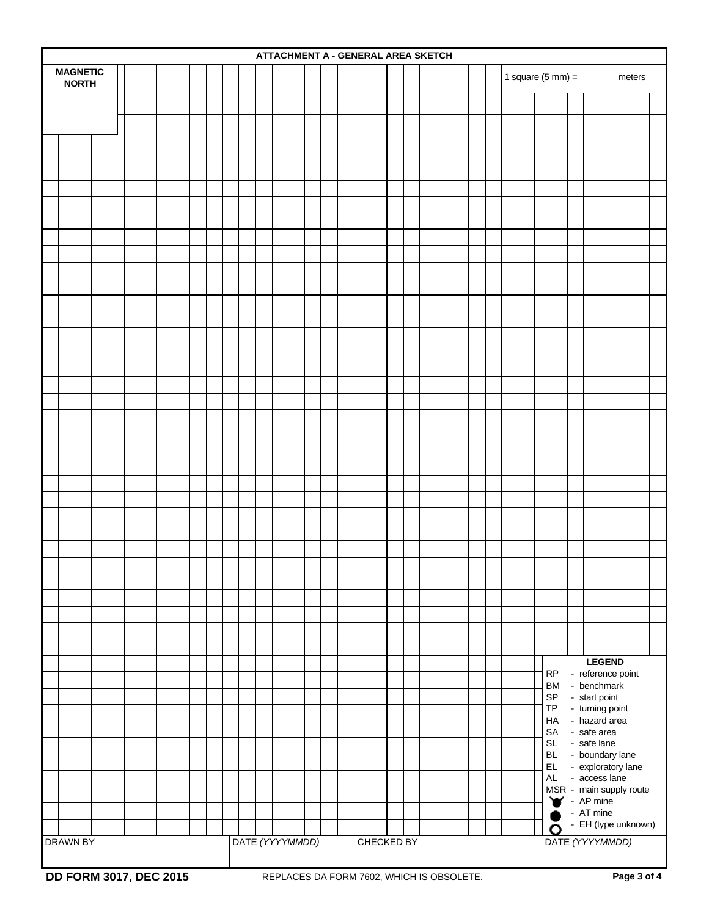## ATTACHMENT A - GENERAL AREA SKETCH

**MAGNETIC NORTH**

1 square (5 mm) = meters

**LEGEND**

- RP - reference point
- BM - benchmark
- SP - start point
- TP - turning point
- HA - hazard area
- SA - safe area
- SL - safe lane
- BL - boundary lane
- EL - exploratory lane
- AL - access lane
- MSR - main supply route
- (symbol) - AP mine
- (symbol) - AT mine
- (symbol) - EH (type unknown)

| DRAWN BY | DATE *(YYYYMMDD)* | CHECKED BY | DATE *(YYYYMMDD)* |
|---|---|---|---|
| | | | |

**DD FORM 3017, DEC 2015** REPLACES DA FORM 7602, WHICH IS OBSOLETE.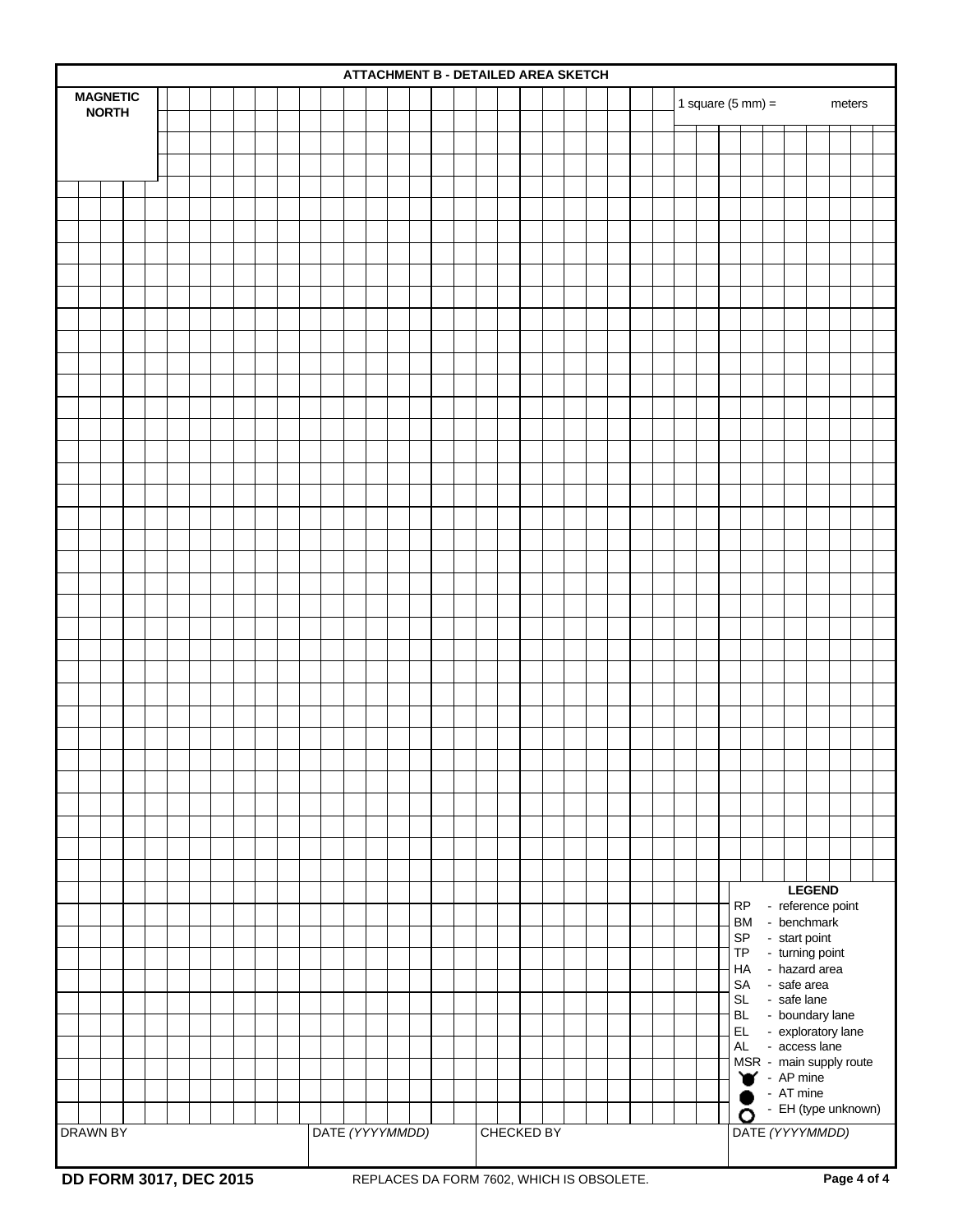## ATTACHMENT B - DETAILED AREA SKETCH

**MAGNETIC NORTH**

1 square (5 mm) = meters

**LEGEND**

RP - reference point
BM - benchmark
SP - start point
TP - turning point
HA - hazard area
SA - safe area
SL - safe lane
BL - boundary lane
EL - exploratory lane
AL - access lane
MSR - main supply route
- AP mine
- AT mine
- EH (type unknown)

| DRAWN BY | DATE *(YYYYMMDD)* | CHECKED BY | DATE *(YYYYMMDD)* |
|---|---|---|---|
| | | | |

**DD FORM 3017, DEC 2015** REPLACES DA FORM 7602, WHICH IS OBSOLETE.